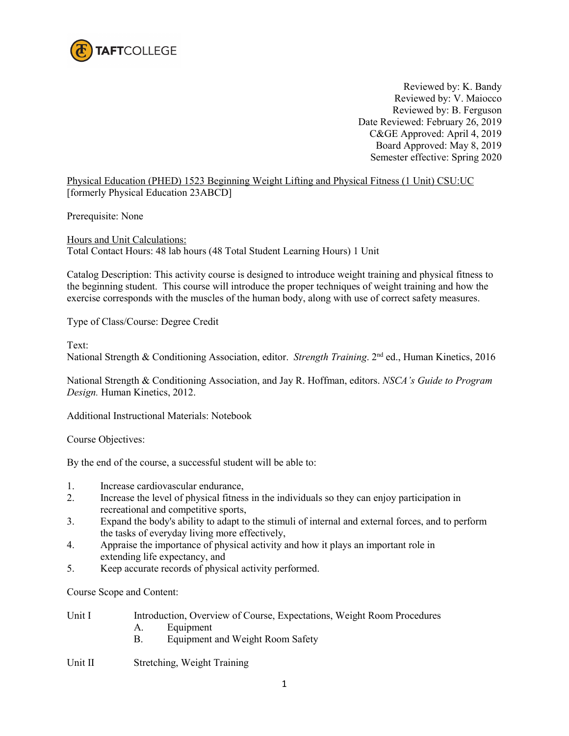TAFTCOLLEGE

Reviewed by: K. Bandy
Reviewed by: V. Maiocco
Reviewed by: B. Ferguson
Date Reviewed: February 26, 2019
C&GE Approved: April 4, 2019
Board Approved: May 8, 2019
Semester effective: Spring 2020

Physical Education (PHED) 1523 Beginning Weight Lifting and Physical Fitness (1 Unit) CSU:UC
[formerly Physical Education 23ABCD]

Prerequisite: None

Hours and Unit Calculations:
Total Contact Hours: 48 lab hours (48 Total Student Learning Hours) 1 Unit

Catalog Description: This activity course is designed to introduce weight training and physical fitness to the beginning student. This course will introduce the proper techniques of weight training and how the exercise corresponds with the muscles of the human body, along with use of correct safety measures.

Type of Class/Course: Degree Credit

Text:
National Strength & Conditioning Association, editor. *Strength Training*. 2nd ed., Human Kinetics, 2016

National Strength & Conditioning Association, and Jay R. Hoffman, editors. *NSCA's Guide to Program Design.* Human Kinetics, 2012.

Additional Instructional Materials: Notebook

Course Objectives:

By the end of the course, a successful student will be able to:

1. Increase cardiovascular endurance,
2. Increase the level of physical fitness in the individuals so they can enjoy participation in recreational and competitive sports,
3. Expand the body's ability to adapt to the stimuli of internal and external forces, and to perform the tasks of everyday living more effectively,
4. Appraise the importance of physical activity and how it plays an important role in extending life expectancy, and
5. Keep accurate records of physical activity performed.

Course Scope and Content:

Unit I Introduction, Overview of Course, Expectations, Weight Room Procedures
- A. Equipment
- B. Equipment and Weight Room Safety

Unit II Stretching, Weight Training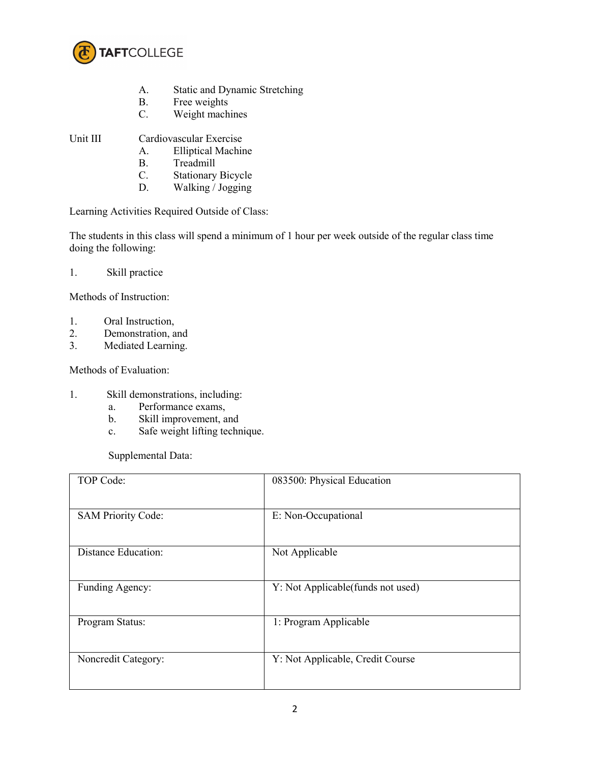A. Static and Dynamic Stretching
B. Free weights
C. Weight machines

Unit III Cardiovascular Exercise

A. Elliptical Machine
B. Treadmill
C. Stationary Bicycle
D. Walking / Jogging

Learning Activities Required Outside of Class:

The students in this class will spend a minimum of 1 hour per week outside of the regular class time doing the following:

1. Skill practice

Methods of Instruction:

1. Oral Instruction,
2. Demonstration, and
3. Mediated Learning.

Methods of Evaluation:

1. Skill demonstrations, including:
   a. Performance exams,
   b. Skill improvement, and
   c. Safe weight lifting technique.

Supplemental Data:

| TOP Code: | 083500: Physical Education |
|---|---|
| SAM Priority Code: | E: Non-Occupational |
| Distance Education: | Not Applicable |
| Funding Agency: | Y: Not Applicable(funds not used) |
| Program Status: | 1: Program Applicable |
| Noncredit Category: | Y: Not Applicable, Credit Course |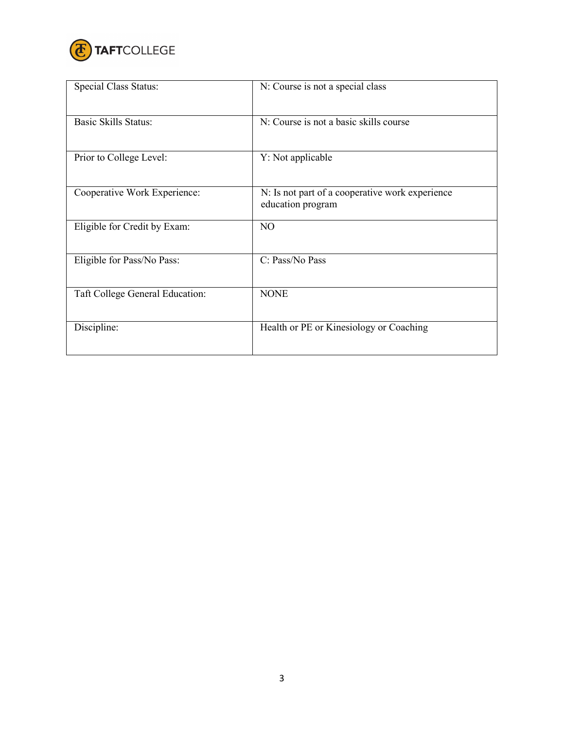| | |
|---|---|
| Special Class Status: | N: Course is not a special class |
| Basic Skills Status: | N: Course is not a basic skills course |
| Prior to College Level: | Y: Not applicable |
| Cooperative Work Experience: | N: Is not part of a cooperative work experience education program |
| Eligible for Credit by Exam: | NO |
| Eligible for Pass/No Pass: | C: Pass/No Pass |
| Taft College General Education: | NONE |
| Discipline: | Health or PE or Kinesiology or Coaching |